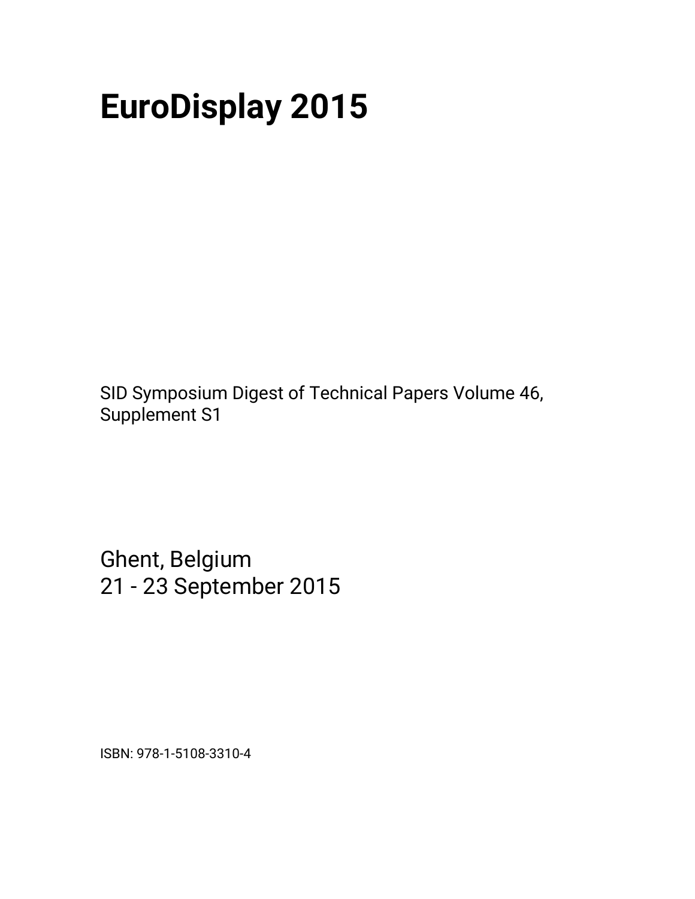# EuroDisplay 2015

SID Symposium Digest of Technical Papers Volume 46, Supplement S1

Ghent, Belgium
21 - 23 September 2015

ISBN: 978-1-5108-3310-4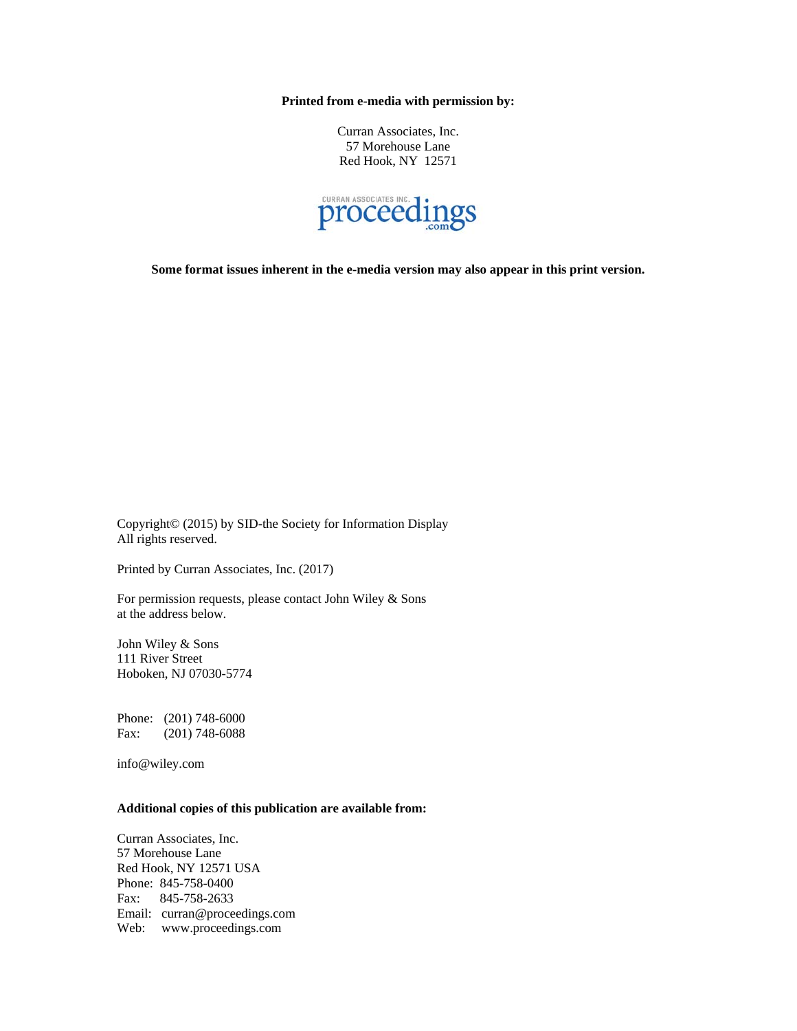**Printed from e-media with permission by:**

Curran Associates, Inc.
57 Morehouse Lane
Red Hook, NY 12571

CURRAN ASSOCIATES INC. proceedings .com

**Some format issues inherent in the e-media version may also appear in this print version.**

Copyright© (2015) by SID-the Society for Information Display
All rights reserved.

Printed by Curran Associates, Inc. (2017)

For permission requests, please contact John Wiley & Sons
at the address below.

John Wiley & Sons
111 River Street
Hoboken, NJ 07030-5774

Phone: (201) 748-6000
Fax: (201) 748-6088

info@wiley.com

**Additional copies of this publication are available from:**

Curran Associates, Inc.
57 Morehouse Lane
Red Hook, NY 12571 USA
Phone: 845-758-0400
Fax: 845-758-2633
Email: curran@proceedings.com
Web: www.proceedings.com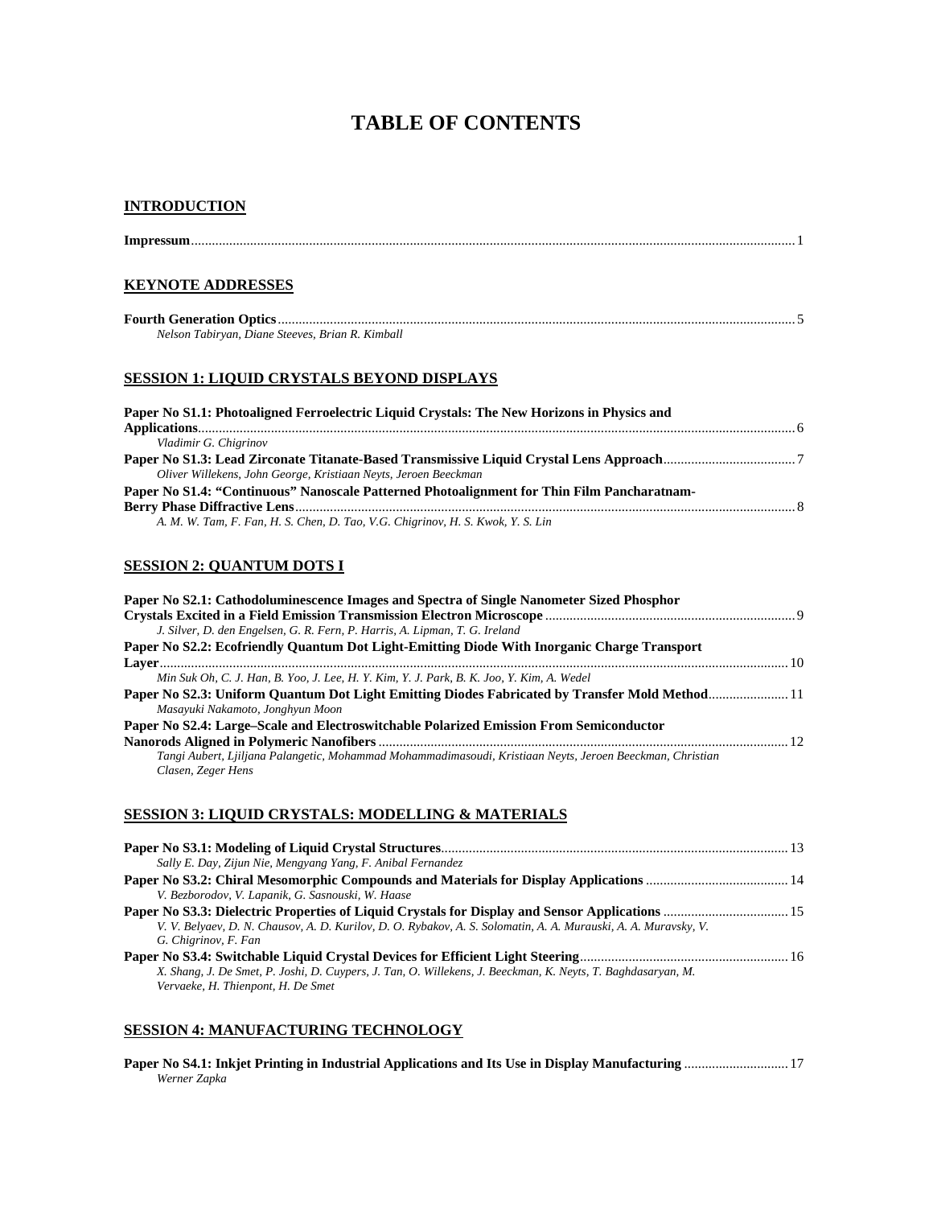# TABLE OF CONTENTS

## INTRODUCTION

**Impressum** .......... 1

## KEYNOTE ADDRESSES

**Fourth Generation Optics** .......... 5
*Nelson Tabiryan, Diane Steeves, Brian R. Kimball*

## SESSION 1: LIQUID CRYSTALS BEYOND DISPLAYS

**Paper No S1.1: Photoaligned Ferroelectric Liquid Crystals: The New Horizons in Physics and Applications** .......... 6
*Vladimir G. Chigrinov*

**Paper No S1.3: Lead Zirconate Titanate-Based Transmissive Liquid Crystal Lens Approach** .......... 7
*Oliver Willekens, John George, Kristiaan Neyts, Jeroen Beeckman*

**Paper No S1.4: "Continuous" Nanoscale Patterned Photoalignment for Thin Film Pancharatnam-Berry Phase Diffractive Lens** .......... 8
*A. M. W. Tam, F. Fan, H. S. Chen, D. Tao, V.G. Chigrinov, H. S. Kwok, Y. S. Lin*

## SESSION 2: QUANTUM DOTS I

**Paper No S2.1: Cathodoluminescence Images and Spectra of Single Nanometer Sized Phosphor Crystals Excited in a Field Emission Transmission Electron Microscope** .......... 9
*J. Silver, D. den Engelsen, G. R. Fern, P. Harris, A. Lipman, T. G. Ireland*

**Paper No S2.2: Ecofriendly Quantum Dot Light-Emitting Diode With Inorganic Charge Transport Layer** .......... 10
*Min Suk Oh, C. J. Han, B. Yoo, J. Lee, H. Y. Kim, Y. J. Park, B. K. Joo, Y. Kim, A. Wedel*

**Paper No S2.3: Uniform Quantum Dot Light Emitting Diodes Fabricated by Transfer Mold Method** .......... 11
*Masayuki Nakamoto, Jonghyun Moon*

**Paper No S2.4: Large–Scale and Electroswitchable Polarized Emission From Semiconductor Nanorods Aligned in Polymeric Nanofibers** .......... 12
*Tangi Aubert, Ljiljana Palangetic, Mohammad Mohammadimasoudi, Kristiaan Neyts, Jeroen Beeckman, Christian Clasen, Zeger Hens*

## SESSION 3: LIQUID CRYSTALS: MODELLING & MATERIALS

**Paper No S3.1: Modeling of Liquid Crystal Structures** .......... 13
*Sally E. Day, Zijun Nie, Mengyang Yang, F. Anibal Fernandez*

**Paper No S3.2: Chiral Mesomorphic Compounds and Materials for Display Applications** .......... 14
*V. Bezborodov, V. Lapanik, G. Sasnouski, W. Haase*

**Paper No S3.3: Dielectric Properties of Liquid Crystals for Display and Sensor Applications** .......... 15
*V. V. Belyaev, D. N. Chausov, A. D. Kurilov, D. O. Rybakov, A. S. Solomatin, A. A. Murauski, A. A. Muravsky, V. G. Chigrinov, F. Fan*

**Paper No S3.4: Switchable Liquid Crystal Devices for Efficient Light Steering** .......... 16
*X. Shang, J. De Smet, P. Joshi, D. Cuypers, J. Tan, O. Willekens, J. Beeckman, K. Neyts, T. Baghdasaryan, M. Vervaeke, H. Thienpont, H. De Smet*

## SESSION 4: MANUFACTURING TECHNOLOGY

**Paper No S4.1: Inkjet Printing in Industrial Applications and Its Use in Display Manufacturing** .......... 17
*Werner Zapka*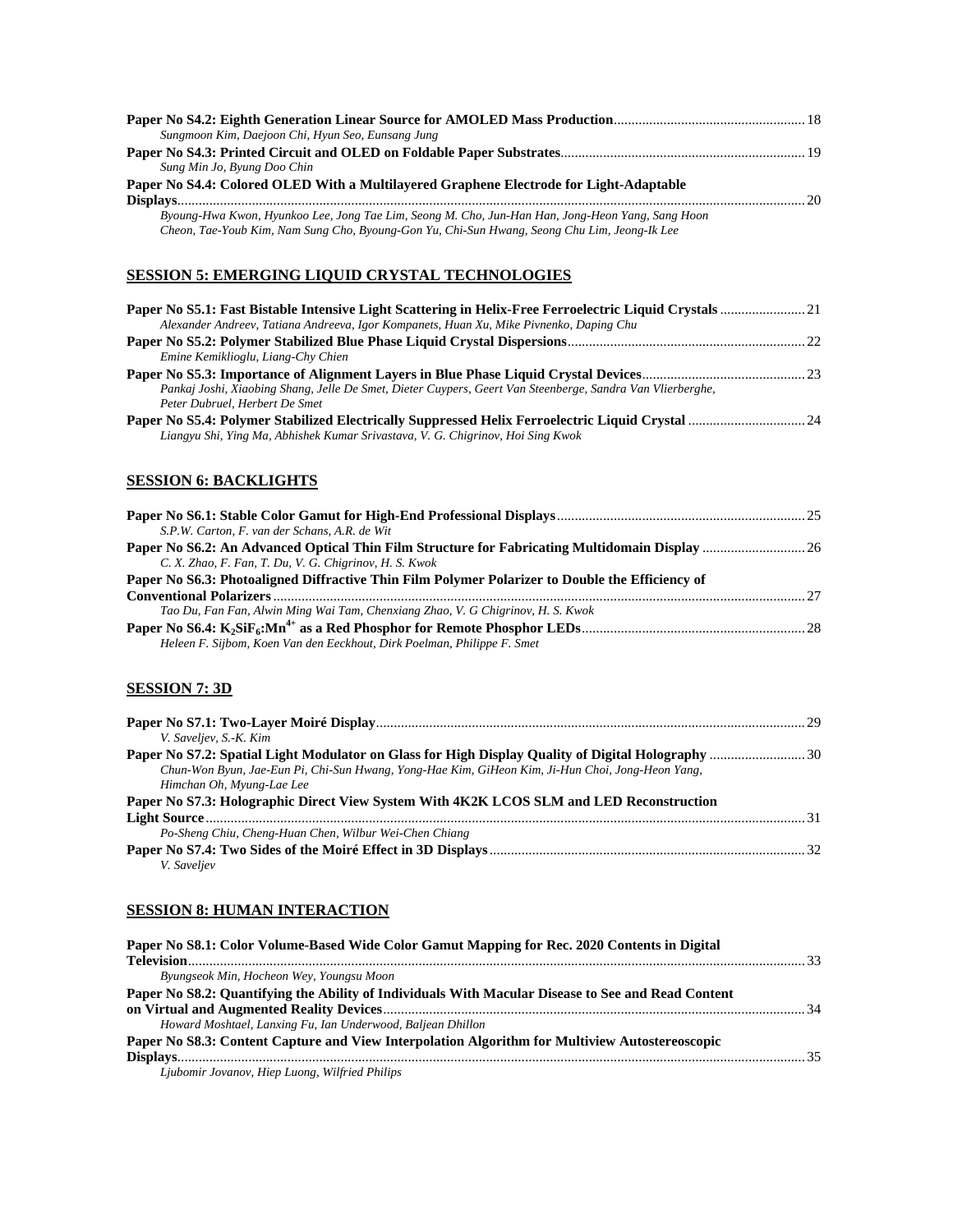**Paper No S4.2: Eighth Generation Linear Source for AMOLED Mass Production** ..................................................... 18
*Sungmoon Kim, Daejoon Chi, Hyun Seo, Eunsang Jung*

**Paper No S4.3: Printed Circuit and OLED on Foldable Paper Substrates** .................................................................... 19
*Sung Min Jo, Byung Doo Chin*

**Paper No S4.4: Colored OLED With a Multilayered Graphene Electrode for Light-Adaptable Displays** ................................................................................................................................................................ 20
*Byoung-Hwa Kwon, Hyunkoo Lee, Jong Tae Lim, Seong M. Cho, Jun-Han Han, Jong-Heon Yang, Sang Hoon Cheon, Tae-Youb Kim, Nam Sung Cho, Byoung-Gon Yu, Chi-Sun Hwang, Seong Chu Lim, Jeong-Ik Lee*

## SESSION 5: EMERGING LIQUID CRYSTAL TECHNOLOGIES

**Paper No S5.1: Fast Bistable Intensive Light Scattering in Helix-Free Ferroelectric Liquid Crystals** ........................ 21
*Alexander Andreev, Tatiana Andreeva, Igor Kompanets, Huan Xu, Mike Pivnenko, Daping Chu*

**Paper No S5.2: Polymer Stabilized Blue Phase Liquid Crystal Dispersions** .................................................................. 22
*Emine Kemiklioglu, Liang-Chy Chien*

**Paper No S5.3: Importance of Alignment Layers in Blue Phase Liquid Crystal Devices** ............................................. 23
*Pankaj Joshi, Xiaobing Shang, Jelle De Smet, Dieter Cuypers, Geert Van Steenberge, Sandra Van Vlierberghe, Peter Dubruel, Herbert De Smet*

**Paper No S5.4: Polymer Stabilized Electrically Suppressed Helix Ferroelectric Liquid Crystal** ................................ 24
*Liangyu Shi, Ying Ma, Abhishek Kumar Srivastava, V. G. Chigrinov, Hoi Sing Kwok*

## SESSION 6: BACKLIGHTS

**Paper No S6.1: Stable Color Gamut for High-End Professional Displays** ..................................................................... 25
*S.P.W. Carton, F. van der Schans, A.R. de Wit*

**Paper No S6.2: An Advanced Optical Thin Film Structure for Fabricating Multidomain Display** ............................ 26
*C. X. Zhao, F. Fan, T. Du, V. G. Chigrinov, H. S. Kwok*

**Paper No S6.3: Photoaligned Diffractive Thin Film Polymer Polarizer to Double the Efficiency of Conventional Polarizers** ..................................................................................................................................................... 27
*Tao Du, Fan Fan, Alwin Ming Wai Tam, Chenxiang Zhao, V. G Chigrinov, H. S. Kwok*

**Paper No S6.4: $K_2SiF_6$:$Mn^{4+}$ as a Red Phosphor for Remote Phosphor LEDs** .............................................................. 28
*Heleen F. Sijbom, Koen Van den Eeckhout, Dirk Poelman, Philippe F. Smet*

## SESSION 7: 3D

**Paper No S7.1: Two-Layer Moiré Display** ........................................................................................................................ 29
*V. Saveljev, S.-K. Kim*

**Paper No S7.2: Spatial Light Modulator on Glass for High Display Quality of Digital Holography** .......................... 30
*Chun-Won Byun, Jae-Eun Pi, Chi-Sun Hwang, Yong-Hae Kim, GiHeon Kim, Ji-Hun Choi, Jong-Heon Yang, Himchan Oh, Myung-Lae Lee*

**Paper No S7.3: Holographic Direct View System With 4K2K LCOS SLM and LED Reconstruction Light Source** ........................................................................................................................................................ 31
*Po-Sheng Chiu, Cheng-Huan Chen, Wilbur Wei-Chen Chiang*

**Paper No S7.4: Two Sides of the Moiré Effect in 3D Displays** ........................................................................................ 32
*V. Saveljev*

## SESSION 8: HUMAN INTERACTION

**Paper No S8.1: Color Volume-Based Wide Color Gamut Mapping for Rec. 2020 Contents in Digital Television** ............................................................................................................................................................. 33
*Byungseok Min, Hocheon Wey, Youngsu Moon*

**Paper No S8.2: Quantifying the Ability of Individuals With Macular Disease to See and Read Content on Virtual and Augmented Reality Devices** ...................................................................................................................... 34
*Howard Moshtael, Lanxing Fu, Ian Underwood, Baljean Dhillon*

**Paper No S8.3: Content Capture and View Interpolation Algorithm for Multiview Autostereoscopic Displays** .............................................................................................................................................................. 35
*Ljubomir Jovanov, Hiep Luong, Wilfried Philips*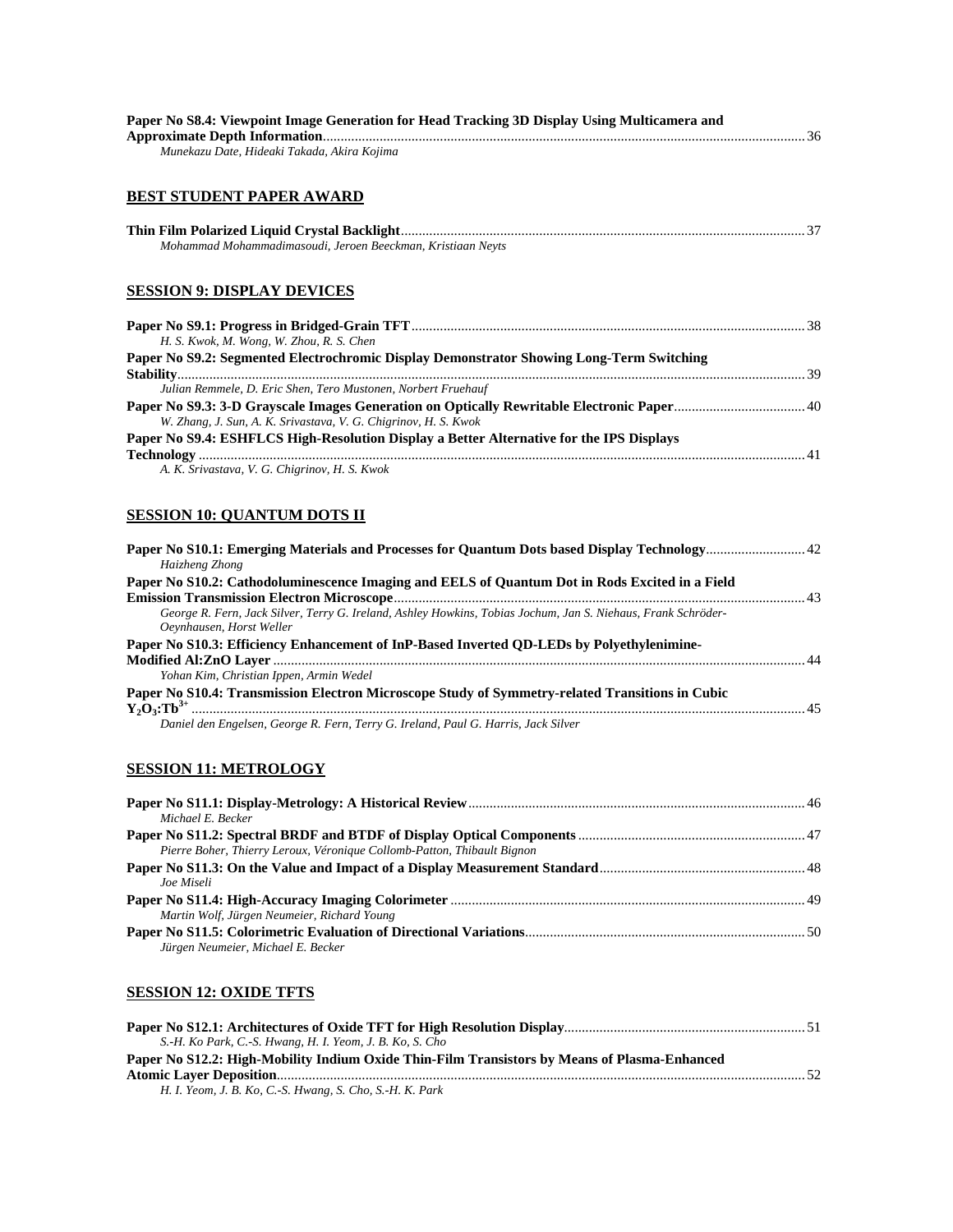**Paper No S8.4: Viewpoint Image Generation for Head Tracking 3D Display Using Multicamera and Approximate Depth Information**......36
*Munekazu Date, Hideaki Takada, Akira Kojima*

## BEST STUDENT PAPER AWARD

**Thin Film Polarized Liquid Crystal Backlight**......37
*Mohammad Mohammadimasoudi, Jeroen Beeckman, Kristiaan Neyts*

## SESSION 9: DISPLAY DEVICES

**Paper No S9.1: Progress in Bridged-Grain TFT**......38
*H. S. Kwok, M. Wong, W. Zhou, R. S. Chen*

**Paper No S9.2: Segmented Electrochromic Display Demonstrator Showing Long-Term Switching Stability**......39
*Julian Remmele, D. Eric Shen, Tero Mustonen, Norbert Fruehauf*

**Paper No S9.3: 3-D Grayscale Images Generation on Optically Rewritable Electronic Paper**......40
*W. Zhang, J. Sun, A. K. Srivastava, V. G. Chigrinov, H. S. Kwok*

**Paper No S9.4: ESHFLCS High-Resolution Display a Better Alternative for the IPS Displays Technology**......41
*A. K. Srivastava, V. G. Chigrinov, H. S. Kwok*

## SESSION 10: QUANTUM DOTS II

**Paper No S10.1: Emerging Materials and Processes for Quantum Dots based Display Technology**......42
*Haizheng Zhong*

**Paper No S10.2: Cathodoluminescence Imaging and EELS of Quantum Dot in Rods Excited in a Field Emission Transmission Electron Microscope**......43
*George R. Fern, Jack Silver, Terry G. Ireland, Ashley Howkins, Tobias Jochum, Jan S. Niehaus, Frank Schröder-Oeynhausen, Horst Weller*

**Paper No S10.3: Efficiency Enhancement of InP-Based Inverted QD-LEDs by Polyethylenimine-Modified Al:ZnO Layer**......44
*Yohan Kim, Christian Ippen, Armin Wedel*

**Paper No S10.4: Transmission Electron Microscope Study of Symmetry-related Transitions in Cubic $Y_2O_3$:$Tb^{3+}$**......45
*Daniel den Engelsen, George R. Fern, Terry G. Ireland, Paul G. Harris, Jack Silver*

## SESSION 11: METROLOGY

**Paper No S11.1: Display-Metrology: A Historical Review**......46
*Michael E. Becker*

**Paper No S11.2: Spectral BRDF and BTDF of Display Optical Components**......47
*Pierre Boher, Thierry Leroux, Véronique Collomb-Patton, Thibault Bignon*

**Paper No S11.3: On the Value and Impact of a Display Measurement Standard**......48
*Joe Miseli*

**Paper No S11.4: High-Accuracy Imaging Colorimeter**......49
*Martin Wolf, Jürgen Neumeier, Richard Young*

**Paper No S11.5: Colorimetric Evaluation of Directional Variations**......50
*Jürgen Neumeier, Michael E. Becker*

## SESSION 12: OXIDE TFTS

**Paper No S12.1: Architectures of Oxide TFT for High Resolution Display**......51
*S.-H. Ko Park, C.-S. Hwang, H. I. Yeom, J. B. Ko, S. Cho*

**Paper No S12.2: High-Mobility Indium Oxide Thin-Film Transistors by Means of Plasma-Enhanced Atomic Layer Deposition**......52
*H. I. Yeom, J. B. Ko, C.-S. Hwang, S. Cho, S.-H. K. Park*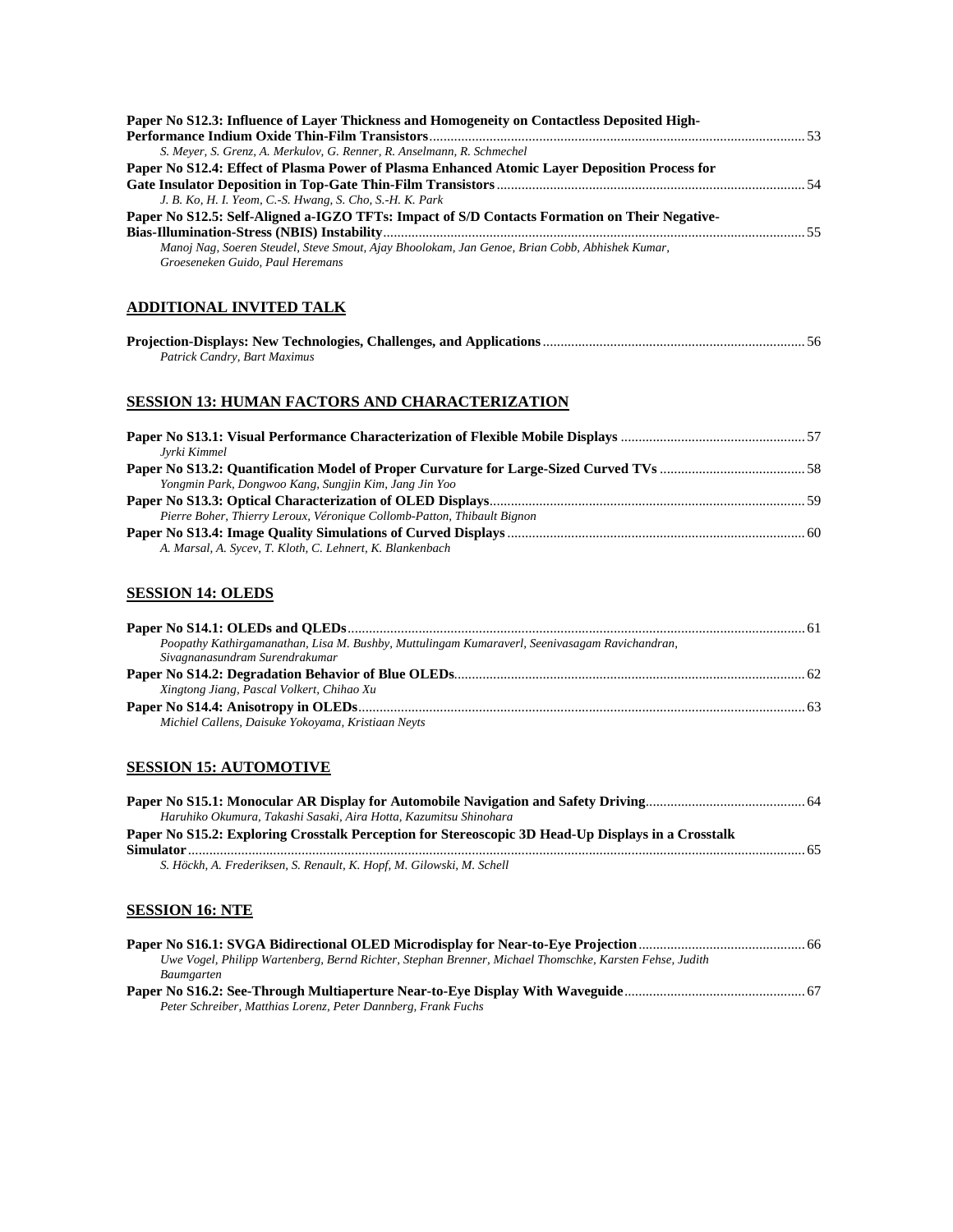**Paper No S12.3: Influence of Layer Thickness and Homogeneity on Contactless Deposited High-Performance Indium Oxide Thin-Film Transistors** ........ 53
*S. Meyer, S. Grenz, A. Merkulov, G. Renner, R. Anselmann, R. Schmechel*

**Paper No S12.4: Effect of Plasma Power of Plasma Enhanced Atomic Layer Deposition Process for Gate Insulator Deposition in Top-Gate Thin-Film Transistors** ........ 54
*J. B. Ko, H. I. Yeom, C.-S. Hwang, S. Cho, S.-H. K. Park*

**Paper No S12.5: Self-Aligned a-IGZO TFTs: Impact of S/D Contacts Formation on Their Negative-Bias-Illumination-Stress (NBIS) Instability** ........ 55
*Manoj Nag, Soeren Steudel, Steve Smout, Ajay Bhoolokam, Jan Genoe, Brian Cobb, Abhishek Kumar, Groeseneken Guido, Paul Heremans*

## ADDITIONAL INVITED TALK

**Projection-Displays: New Technologies, Challenges, and Applications** ........ 56
*Patrick Candry, Bart Maximus*

## SESSION 13: HUMAN FACTORS AND CHARACTERIZATION

**Paper No S13.1: Visual Performance Characterization of Flexible Mobile Displays** ........ 57
*Jyrki Kimmel*

**Paper No S13.2: Quantification Model of Proper Curvature for Large-Sized Curved TVs** ........ 58
*Yongmin Park, Dongwoo Kang, Sungjin Kim, Jang Jin Yoo*

**Paper No S13.3: Optical Characterization of OLED Displays** ........ 59
*Pierre Boher, Thierry Leroux, Véronique Collomb-Patton, Thibault Bignon*

**Paper No S13.4: Image Quality Simulations of Curved Displays** ........ 60
*A. Marsal, A. Sycev, T. Kloth, C. Lehnert, K. Blankenbach*

## SESSION 14: OLEDS

**Paper No S14.1: OLEDs and QLEDs** ........ 61
*Poopathy Kathirgamanathan, Lisa M. Bushby, Muttulingam Kumaraverl, Seenivasagam Ravichandran, Sivagnanasundram Surendrakumar*

**Paper No S14.2: Degradation Behavior of Blue OLEDs** ........ 62
*Xingtong Jiang, Pascal Volkert, Chihao Xu*

**Paper No S14.4: Anisotropy in OLEDs** ........ 63
*Michiel Callens, Daisuke Yokoyama, Kristiaan Neyts*

## SESSION 15: AUTOMOTIVE

**Paper No S15.1: Monocular AR Display for Automobile Navigation and Safety Driving** ........ 64
*Haruhiko Okumura, Takashi Sasaki, Aira Hotta, Kazumitsu Shinohara*

**Paper No S15.2: Exploring Crosstalk Perception for Stereoscopic 3D Head-Up Displays in a Crosstalk Simulator** ........ 65
*S. Höckh, A. Frederiksen, S. Renault, K. Hopf, M. Gilowski, M. Schell*

## SESSION 16: NTE

**Paper No S16.1: SVGA Bidirectional OLED Microdisplay for Near-to-Eye Projection** ........ 66
*Uwe Vogel, Philipp Wartenberg, Bernd Richter, Stephan Brenner, Michael Thomschke, Karsten Fehse, Judith Baumgarten*

**Paper No S16.2: See-Through Multiaperture Near-to-Eye Display With Waveguide** ........ 67
*Peter Schreiber, Matthias Lorenz, Peter Dannberg, Frank Fuchs*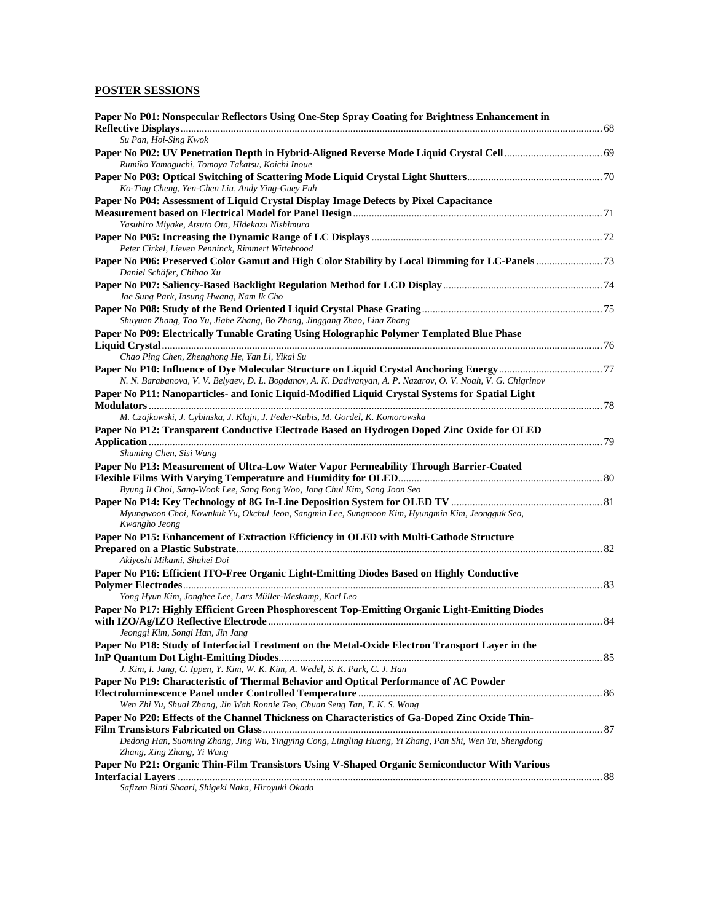## POSTER SESSIONS

**Paper No P01: Nonspecular Reflectors Using One-Step Spray Coating for Brightness Enhancement in Reflective Displays** ... 68
*Su Pan, Hoi-Sing Kwok*

**Paper No P02: UV Penetration Depth in Hybrid-Aligned Reverse Mode Liquid Crystal Cell** ... 69
*Rumiko Yamaguchi, Tomoya Takatsu, Koichi Inoue*

**Paper No P03: Optical Switching of Scattering Mode Liquid Crystal Light Shutters** ... 70
*Ko-Ting Cheng, Yen-Chen Liu, Andy Ying-Guey Fuh*

**Paper No P04: Assessment of Liquid Crystal Display Image Defects by Pixel Capacitance Measurement based on Electrical Model for Panel Design** ... 71
*Yasuhiro Miyake, Atsuto Ota, Hidekazu Nishimura*

**Paper No P05: Increasing the Dynamic Range of LC Displays** ... 72
*Peter Cirkel, Lieven Penninck, Rimmert Wittebrood*

**Paper No P06: Preserved Color Gamut and High Color Stability by Local Dimming for LC-Panels** ... 73
*Daniel Schäfer, Chihao Xu*

**Paper No P07: Saliency-Based Backlight Regulation Method for LCD Display** ... 74
*Jae Sung Park, Insung Hwang, Nam Ik Cho*

**Paper No P08: Study of the Bend Oriented Liquid Crystal Phase Grating** ... 75
*Shuyuan Zhang, Tao Yu, Jiahe Zhang, Bo Zhang, Jinggang Zhao, Lina Zhang*

**Paper No P09: Electrically Tunable Grating Using Holographic Polymer Templated Blue Phase Liquid Crystal** ... 76
*Chao Ping Chen, Zhenghong He, Yan Li, Yikai Su*

**Paper No P10: Influence of Dye Molecular Structure on Liquid Crystal Anchoring Energy** ... 77
*N. N. Barabanova, V. V. Belyaev, D. L. Bogdanov, A. K. Dadivanyan, A. P. Nazarov, O. V. Noah, V. G. Chigrinov*

**Paper No P11: Nanoparticles- and Ionic Liquid-Modified Liquid Crystal Systems for Spatial Light Modulators** ... 78
*M. Czajkowski, J. Cybinska, J. Klajn, J. Feder-Kubis, M. Gordel, K. Komorowska*

**Paper No P12: Transparent Conductive Electrode Based on Hydrogen Doped Zinc Oxide for OLED Application** ... 79
*Shuming Chen, Sisi Wang*

**Paper No P13: Measurement of Ultra-Low Water Vapor Permeability Through Barrier-Coated Flexible Films With Varying Temperature and Humidity for OLED** ... 80
*Byung Il Choi, Sang-Wook Lee, Sang Bong Woo, Jong Chul Kim, Sang Joon Seo*

**Paper No P14: Key Technology of 8G In-Line Deposition System for OLED TV** ... 81
*Myungwoon Choi, Kownkuk Yu, Okchul Jeon, Sangmin Lee, Sungmoon Kim, Hyungmin Kim, Jeongguk Seo, Kwangho Jeong*

**Paper No P15: Enhancement of Extraction Efficiency in OLED with Multi-Cathode Structure Prepared on a Plastic Substrate** ... 82
*Akiyoshi Mikami, Shuhei Doi*

**Paper No P16: Efficient ITO-Free Organic Light-Emitting Diodes Based on Highly Conductive Polymer Electrodes** ... 83
*Yong Hyun Kim, Jonghee Lee, Lars Müller-Meskamp, Karl Leo*

**Paper No P17: Highly Efficient Green Phosphorescent Top-Emitting Organic Light-Emitting Diodes with IZO/Ag/IZO Reflective Electrode** ... 84
*Jeonggi Kim, Songi Han, Jin Jang*

**Paper No P18: Study of Interfacial Treatment on the Metal-Oxide Electron Transport Layer in the InP Quantum Dot Light-Emitting Diodes** ... 85
*J. Kim, I. Jang, C. Ippen, Y. Kim, W. K. Kim, A. Wedel, S. K. Park, C. J. Han*

**Paper No P19: Characteristic of Thermal Behavior and Optical Performance of AC Powder Electroluminescence Panel under Controlled Temperature** ... 86
*Wen Zhi Yu, Shuai Zhang, Jin Wah Ronnie Teo, Chuan Seng Tan, T. K. S. Wong*

**Paper No P20: Effects of the Channel Thickness on Characteristics of Ga-Doped Zinc Oxide Thin-Film Transistors Fabricated on Glass** ... 87
*Dedong Han, Suoming Zhang, Jing Wu, Yingying Cong, Lingling Huang, Yi Zhang, Pan Shi, Wen Yu, Shengdong Zhang, Xing Zhang, Yi Wang*

**Paper No P21: Organic Thin-Film Transistors Using V-Shaped Organic Semiconductor With Various Interfacial Layers** ... 88
*Safizan Binti Shaari, Shigeki Naka, Hiroyuki Okada*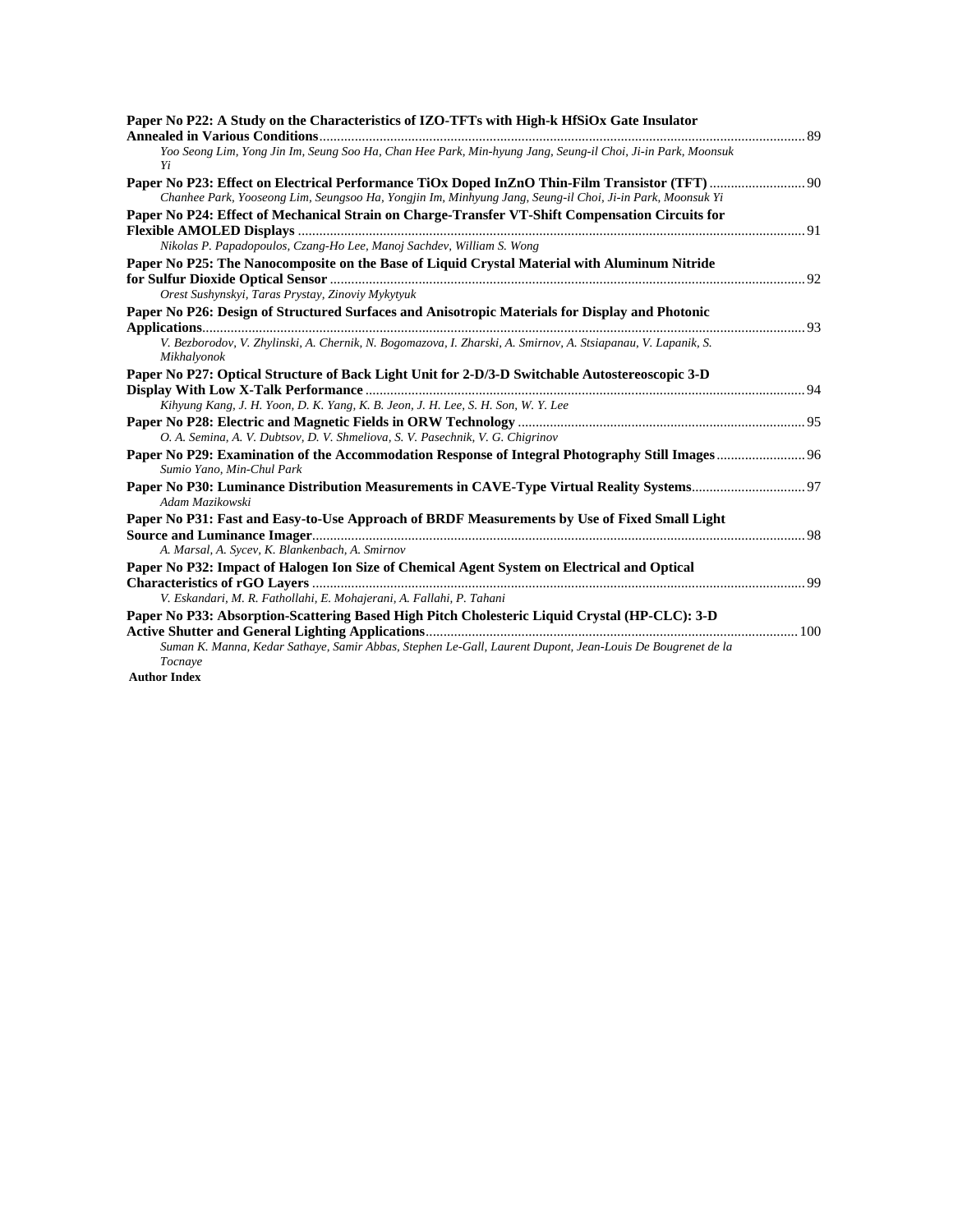**Paper No P22: A Study on the Characteristics of IZO-TFTs with High-k HfSiOx Gate Insulator Annealed in Various Conditions** ........ 89
*Yoo Seong Lim, Yong Jin Im, Seung Soo Ha, Chan Hee Park, Min-hyung Jang, Seung-il Choi, Ji-in Park, Moonsuk Yi*

**Paper No P23: Effect on Electrical Performance TiOx Doped InZnO Thin-Film Transistor (TFT)** ........ 90
*Chanhee Park, Yooseong Lim, Seungsoo Ha, Yongjin Im, Minhyung Jang, Seung-il Choi, Ji-in Park, Moonsuk Yi*

**Paper No P24: Effect of Mechanical Strain on Charge-Transfer VT-Shift Compensation Circuits for Flexible AMOLED Displays** ........ 91
*Nikolas P. Papadopoulos, Czang-Ho Lee, Manoj Sachdev, William S. Wong*

**Paper No P25: The Nanocomposite on the Base of Liquid Crystal Material with Aluminum Nitride for Sulfur Dioxide Optical Sensor** ........ 92
*Orest Sushynskyi, Taras Prystay, Zinoviy Mykytyuk*

**Paper No P26: Design of Structured Surfaces and Anisotropic Materials for Display and Photonic Applications** ........ 93
*V. Bezborodov, V. Zhylinski, A. Chernik, N. Bogomazova, I. Zharski, A. Smirnov, A. Stsiapanau, V. Lapanik, S. Mikhalyonok*

**Paper No P27: Optical Structure of Back Light Unit for 2-D/3-D Switchable Autostereoscopic 3-D Display With Low X-Talk Performance** ........ 94
*Kihyung Kang, J. H. Yoon, D. K. Yang, K. B. Jeon, J. H. Lee, S. H. Son, W. Y. Lee*

**Paper No P28: Electric and Magnetic Fields in ORW Technology** ........ 95
*O. A. Semina, A. V. Dubtsov, D. V. Shmeliova, S. V. Pasechnik, V. G. Chigrinov*

**Paper No P29: Examination of the Accommodation Response of Integral Photography Still Images** ........ 96
*Sumio Yano, Min-Chul Park*

**Paper No P30: Luminance Distribution Measurements in CAVE-Type Virtual Reality Systems** ........ 97
*Adam Mazikowski*

**Paper No P31: Fast and Easy-to-Use Approach of BRDF Measurements by Use of Fixed Small Light Source and Luminance Imager** ........ 98
*A. Marsal, A. Sycev, K. Blankenbach, A. Smirnov*

**Paper No P32: Impact of Halogen Ion Size of Chemical Agent System on Electrical and Optical Characteristics of rGO Layers** ........ 99
*V. Eskandari, M. R. Fathollahi, E. Mohajerani, A. Fallahi, P. Tahani*

**Paper No P33: Absorption-Scattering Based High Pitch Cholesteric Liquid Crystal (HP-CLC): 3-D Active Shutter and General Lighting Applications** ........ 100
*Suman K. Manna, Kedar Sathaye, Samir Abbas, Stephen Le-Gall, Laurent Dupont, Jean-Louis De Bougrenet de la Tocnaye*

**Author Index**